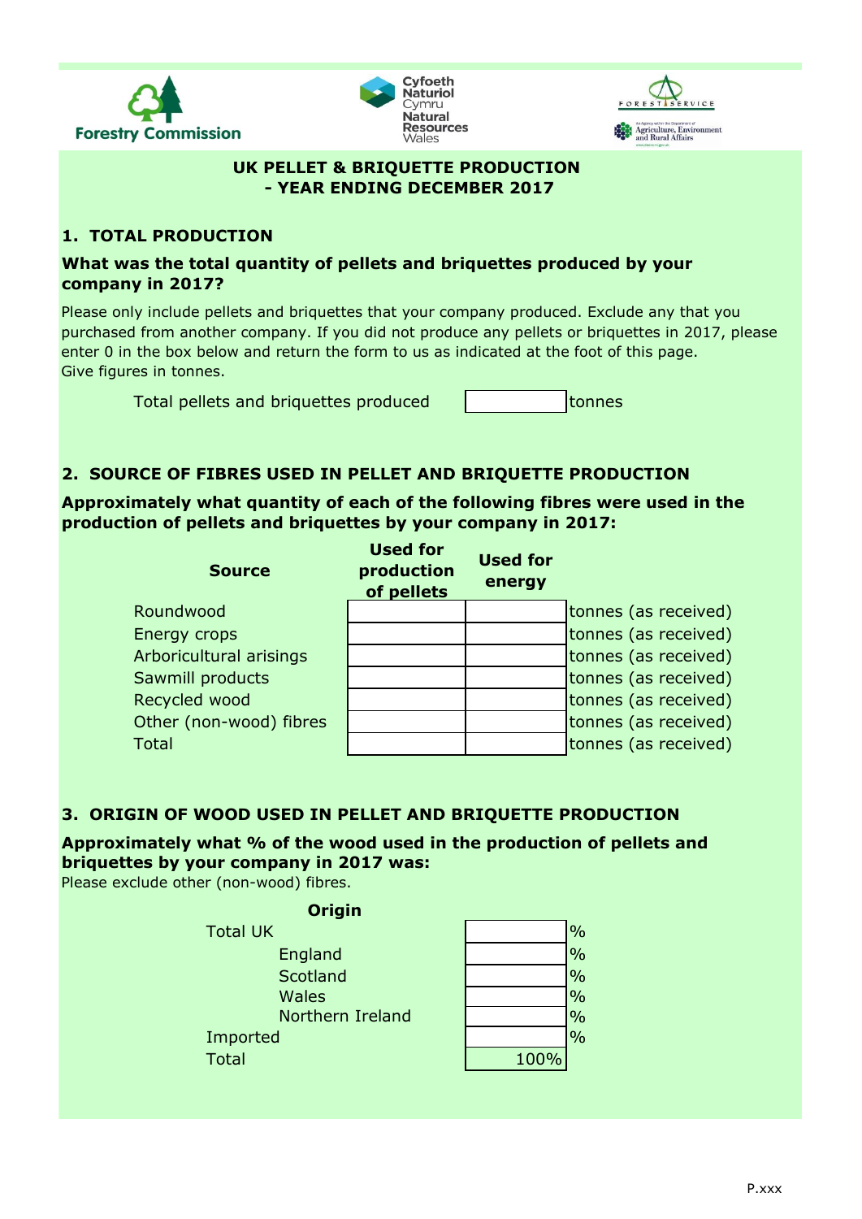Forestry Commission

Cyfoeth Naturiol Cymru
Natural Resources Wales

Forest Service
Agriculture, Environment and Rural Affairs

## UK PELLET & BRIQUETTE PRODUCTION - YEAR ENDING DECEMBER 2017

### 1. TOTAL PRODUCTION

**What was the total quantity of pellets and briquettes produced by your company in 2017?**

Please only include pellets and briquettes that your company produced. Exclude any that you purchased from another company. If you did not produce any pellets or briquettes in 2017, please enter 0 in the box below and return the form to us as indicated at the foot of this page.
Give figures in tonnes.

| | | |
|---|---|---|
| Total pellets and briquettes produced | | tonnes |

### 2. SOURCE OF FIBRES USED IN PELLET AND BRIQUETTE PRODUCTION

**Approximately what quantity of each of the following fibres were used in the production of pellets and briquettes by your company in 2017:**

| Source | Used for production of pellets | Used for energy | |
|---|---|---|---|
| Roundwood | | | tonnes (as received) |
| Energy crops | | | tonnes (as received) |
| Arboricultural arisings | | | tonnes (as received) |
| Sawmill products | | | tonnes (as received) |
| Recycled wood | | | tonnes (as received) |
| Other (non-wood) fibres | | | tonnes (as received) |
| Total | | | tonnes (as received) |

### 3. ORIGIN OF WOOD USED IN PELLET AND BRIQUETTE PRODUCTION

**Approximately what % of the wood used in the production of pellets and briquettes by your company in 2017 was:**
Please exclude other (non-wood) fibres.

| Origin | | |
|---|---|---|
| Total UK | | % |
| England | | % |
| Scotland | | % |
| Wales | | % |
| Northern Ireland | | % |
| Imported | | % |
| Total | 100% | |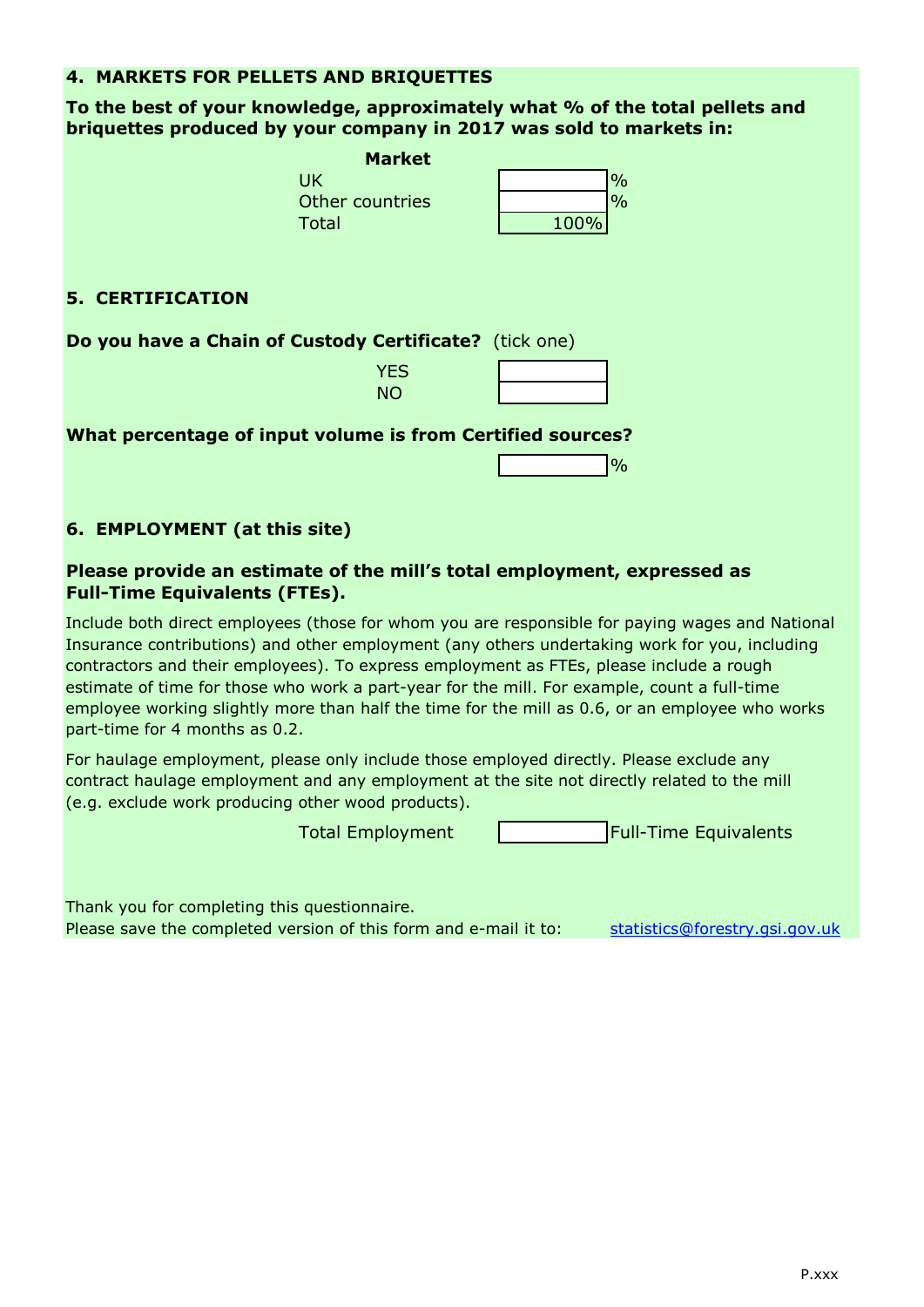## 4. MARKETS FOR PELLETS AND BRIQUETTES

**To the best of your knowledge, approximately what % of the total pellets and briquettes produced by your company in 2017 was sold to markets in:**

| Market | | |
|---|---|---|
| UK | | % |
| Other countries | | % |
| Total | 100% | |

## 5. CERTIFICATION

**Do you have a Chain of Custody Certificate?** (tick one)

| | |
|---|---|
| YES | |
| NO | |

**What percentage of input volume is from Certified sources?**

\_\_\_\_\_\_ %

## 6. EMPLOYMENT (at this site)

**Please provide an estimate of the mill's total employment, expressed as Full-Time Equivalents (FTEs).**

Include both direct employees (those for whom you are responsible for paying wages and National Insurance contributions) and other employment (any others undertaking work for you, including contractors and their employees). To express employment as FTEs, please include a rough estimate of time for those who work a part-year for the mill. For example, count a full-time employee working slightly more than half the time for the mill as 0.6, or an employee who works part-time for 4 months as 0.2.

For haulage employment, please only include those employed directly. Please exclude any contract haulage employment and any employment at the site not directly related to the mill (e.g. exclude work producing other wood products).

Total Employment \_\_\_\_\_\_ Full-Time Equivalents

Thank you for completing this questionnaire.
Please save the completed version of this form and e-mail it to: statistics@forestry.gsi.gov.uk